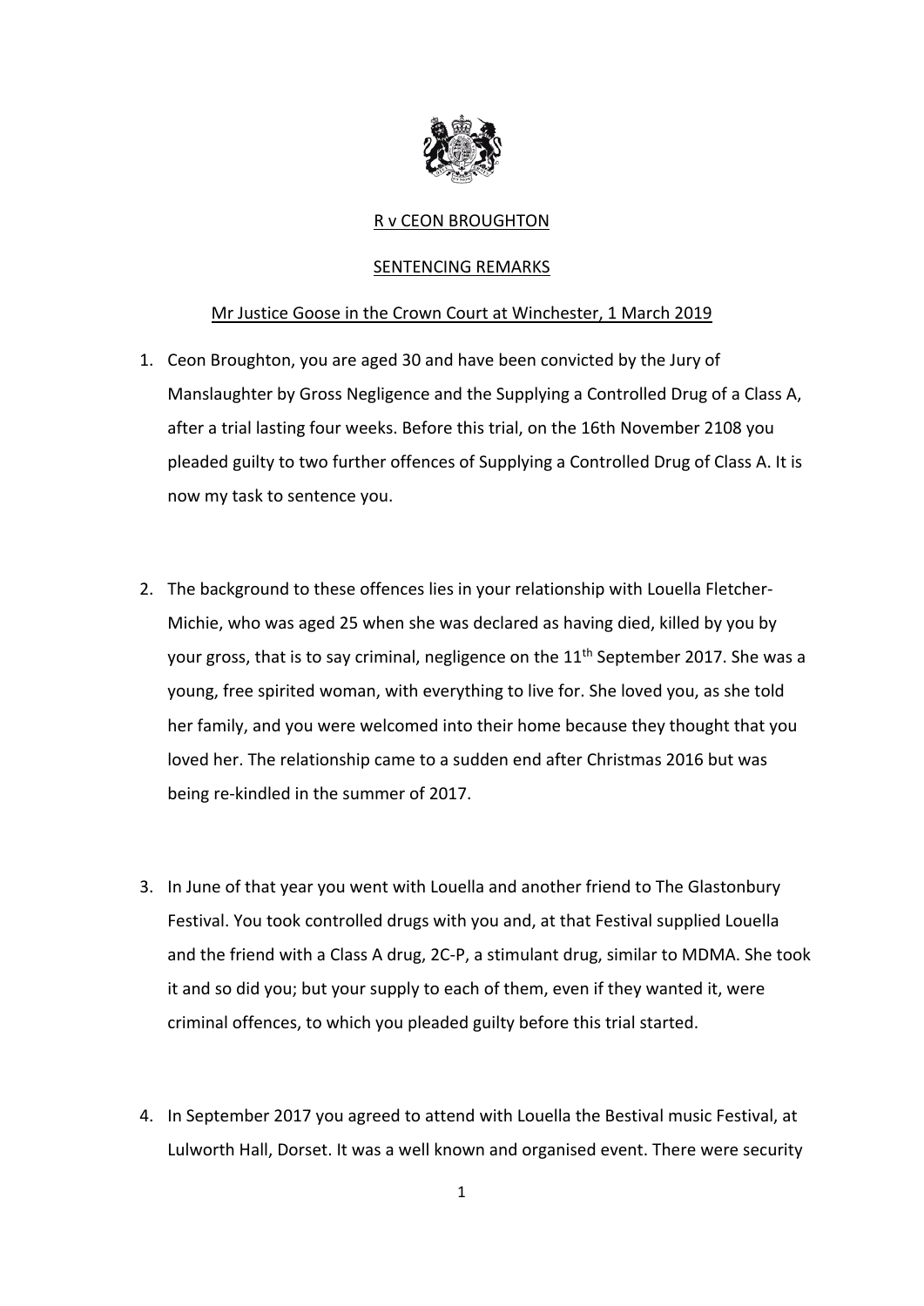R v CEON BROUGHTON

SENTENCING REMARKS

Mr Justice Goose in the Crown Court at Winchester, 1 March 2019

1. Ceon Broughton, you are aged 30 and have been convicted by the Jury of Manslaughter by Gross Negligence and the Supplying a Controlled Drug of a Class A, after a trial lasting four weeks. Before this trial, on the 16th November 2108 you pleaded guilty to two further offences of Supplying a Controlled Drug of Class A. It is now my task to sentence you.

2. The background to these offences lies in your relationship with Louella Fletcher-Michie, who was aged 25 when she was declared as having died, killed by you by your gross, that is to say criminal, negligence on the 11th September 2017. She was a young, free spirited woman, with everything to live for. She loved you, as she told her family, and you were welcomed into their home because they thought that you loved her. The relationship came to a sudden end after Christmas 2016 but was being re-kindled in the summer of 2017.

3. In June of that year you went with Louella and another friend to The Glastonbury Festival. You took controlled drugs with you and, at that Festival supplied Louella and the friend with a Class A drug, 2C-P, a stimulant drug, similar to MDMA. She took it and so did you; but your supply to each of them, even if they wanted it, were criminal offences, to which you pleaded guilty before this trial started.

4. In September 2017 you agreed to attend with Louella the Bestival music Festival, at Lulworth Hall, Dorset. It was a well known and organised event. There were security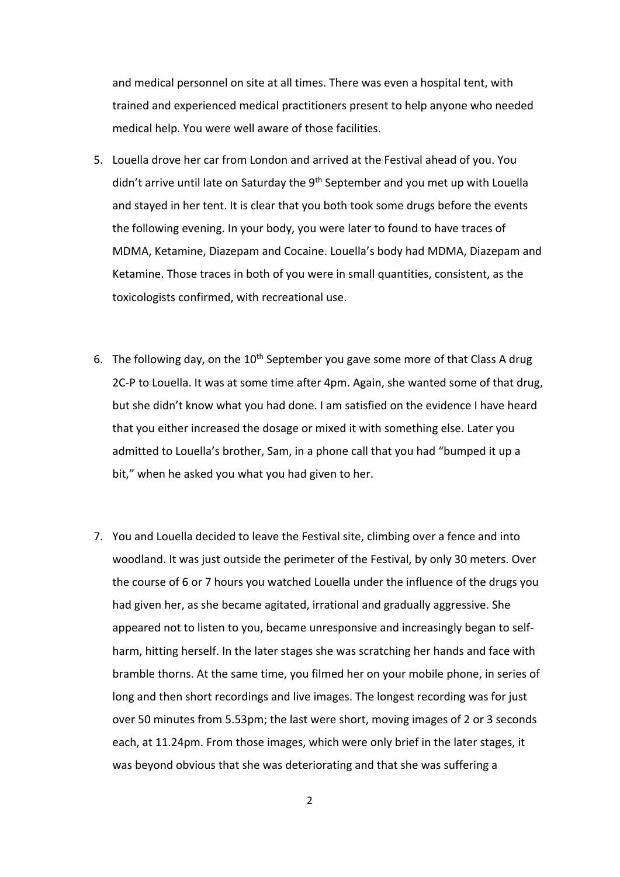and medical personnel on site at all times. There was even a hospital tent, with trained and experienced medical practitioners present to help anyone who needed medical help. You were well aware of those facilities.

5. Louella drove her car from London and arrived at the Festival ahead of you. You didn't arrive until late on Saturday the 9th September and you met up with Louella and stayed in her tent. It is clear that you both took some drugs before the events the following evening. In your body, you were later to found to have traces of MDMA, Ketamine, Diazepam and Cocaine. Louella's body had MDMA, Diazepam and Ketamine. Those traces in both of you were in small quantities, consistent, as the toxicologists confirmed, with recreational use.

6. The following day, on the 10th September you gave some more of that Class A drug 2C-P to Louella. It was at some time after 4pm. Again, she wanted some of that drug, but she didn't know what you had done. I am satisfied on the evidence I have heard that you either increased the dosage or mixed it with something else. Later you admitted to Louella's brother, Sam, in a phone call that you had "bumped it up a bit," when he asked you what you had given to her.

7. You and Louella decided to leave the Festival site, climbing over a fence and into woodland. It was just outside the perimeter of the Festival, by only 30 meters. Over the course of 6 or 7 hours you watched Louella under the influence of the drugs you had given her, as she became agitated, irrational and gradually aggressive. She appeared not to listen to you, became unresponsive and increasingly began to self-harm, hitting herself. In the later stages she was scratching her hands and face with bramble thorns. At the same time, you filmed her on your mobile phone, in series of long and then short recordings and live images. The longest recording was for just over 50 minutes from 5.53pm; the last were short, moving images of 2 or 3 seconds each, at 11.24pm. From those images, which were only brief in the later stages, it was beyond obvious that she was deteriorating and that she was suffering a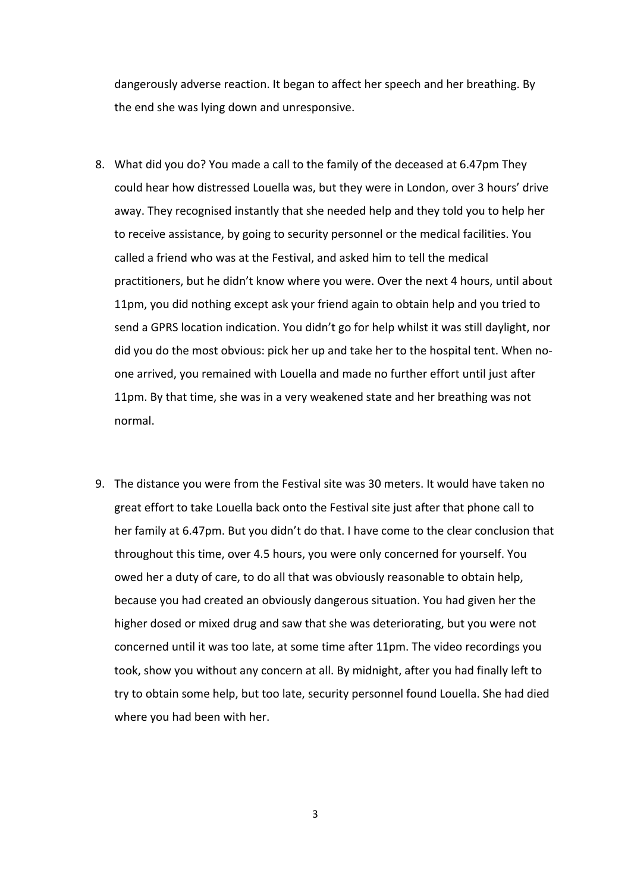dangerously adverse reaction. It began to affect her speech and her breathing. By the end she was lying down and unresponsive.

8. What did you do? You made a call to the family of the deceased at 6.47pm They could hear how distressed Louella was, but they were in London, over 3 hours' drive away. They recognised instantly that she needed help and they told you to help her to receive assistance, by going to security personnel or the medical facilities. You called a friend who was at the Festival, and asked him to tell the medical practitioners, but he didn't know where you were. Over the next 4 hours, until about 11pm, you did nothing except ask your friend again to obtain help and you tried to send a GPRS location indication. You didn't go for help whilst it was still daylight, nor did you do the most obvious: pick her up and take her to the hospital tent. When no-one arrived, you remained with Louella and made no further effort until just after 11pm. By that time, she was in a very weakened state and her breathing was not normal.

9. The distance you were from the Festival site was 30 meters. It would have taken no great effort to take Louella back onto the Festival site just after that phone call to her family at 6.47pm. But you didn't do that. I have come to the clear conclusion that throughout this time, over 4.5 hours, you were only concerned for yourself. You owed her a duty of care, to do all that was obviously reasonable to obtain help, because you had created an obviously dangerous situation. You had given her the higher dosed or mixed drug and saw that she was deteriorating, but you were not concerned until it was too late, at some time after 11pm. The video recordings you took, show you without any concern at all. By midnight, after you had finally left to try to obtain some help, but too late, security personnel found Louella. She had died where you had been with her.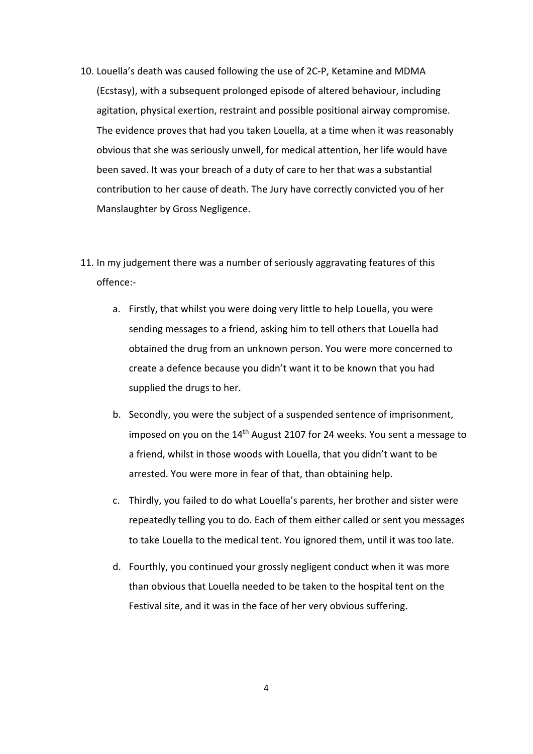10. Louella's death was caused following the use of 2C-P, Ketamine and MDMA (Ecstasy), with a subsequent prolonged episode of altered behaviour, including agitation, physical exertion, restraint and possible positional airway compromise. The evidence proves that had you taken Louella, at a time when it was reasonably obvious that she was seriously unwell, for medical attention, her life would have been saved. It was your breach of a duty of care to her that was a substantial contribution to her cause of death. The Jury have correctly convicted you of her Manslaughter by Gross Negligence.

11. In my judgement there was a number of seriously aggravating features of this offence:-

    a. Firstly, that whilst you were doing very little to help Louella, you were sending messages to a friend, asking him to tell others that Louella had obtained the drug from an unknown person. You were more concerned to create a defence because you didn't want it to be known that you had supplied the drugs to her.

    b. Secondly, you were the subject of a suspended sentence of imprisonment, imposed on you on the 14th August 2107 for 24 weeks. You sent a message to a friend, whilst in those woods with Louella, that you didn't want to be arrested. You were more in fear of that, than obtaining help.

    c. Thirdly, you failed to do what Louella's parents, her brother and sister were repeatedly telling you to do. Each of them either called or sent you messages to take Louella to the medical tent. You ignored them, until it was too late.

    d. Fourthly, you continued your grossly negligent conduct when it was more than obvious that Louella needed to be taken to the hospital tent on the Festival site, and it was in the face of her very obvious suffering.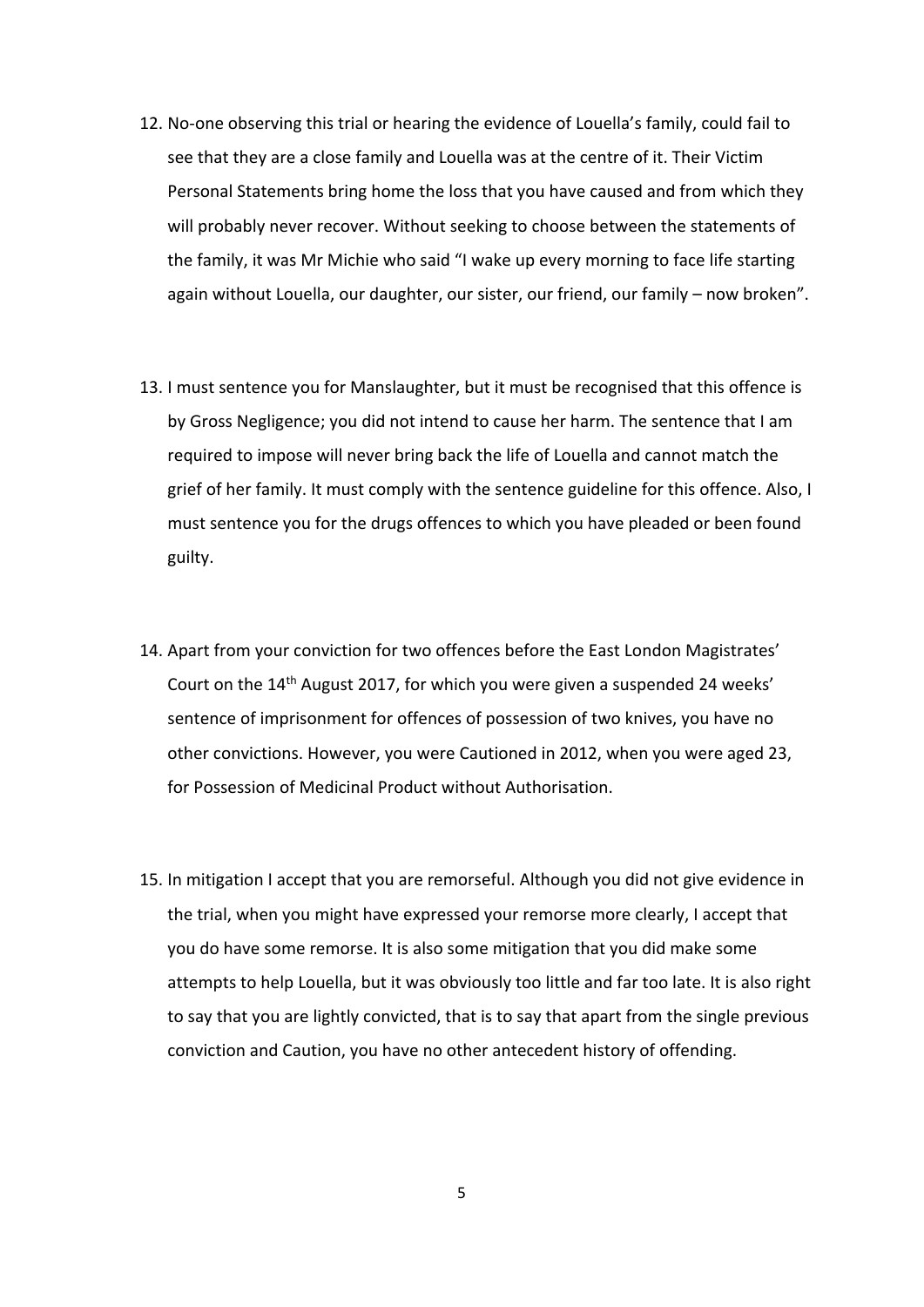12. No-one observing this trial or hearing the evidence of Louella's family, could fail to see that they are a close family and Louella was at the centre of it. Their Victim Personal Statements bring home the loss that you have caused and from which they will probably never recover. Without seeking to choose between the statements of the family, it was Mr Michie who said "I wake up every morning to face life starting again without Louella, our daughter, our sister, our friend, our family – now broken".

13. I must sentence you for Manslaughter, but it must be recognised that this offence is by Gross Negligence; you did not intend to cause her harm. The sentence that I am required to impose will never bring back the life of Louella and cannot match the grief of her family. It must comply with the sentence guideline for this offence. Also, I must sentence you for the drugs offences to which you have pleaded or been found guilty.

14. Apart from your conviction for two offences before the East London Magistrates' Court on the 14th August 2017, for which you were given a suspended 24 weeks' sentence of imprisonment for offences of possession of two knives, you have no other convictions. However, you were Cautioned in 2012, when you were aged 23, for Possession of Medicinal Product without Authorisation.

15. In mitigation I accept that you are remorseful. Although you did not give evidence in the trial, when you might have expressed your remorse more clearly, I accept that you do have some remorse. It is also some mitigation that you did make some attempts to help Louella, but it was obviously too little and far too late. It is also right to say that you are lightly convicted, that is to say that apart from the single previous conviction and Caution, you have no other antecedent history of offending.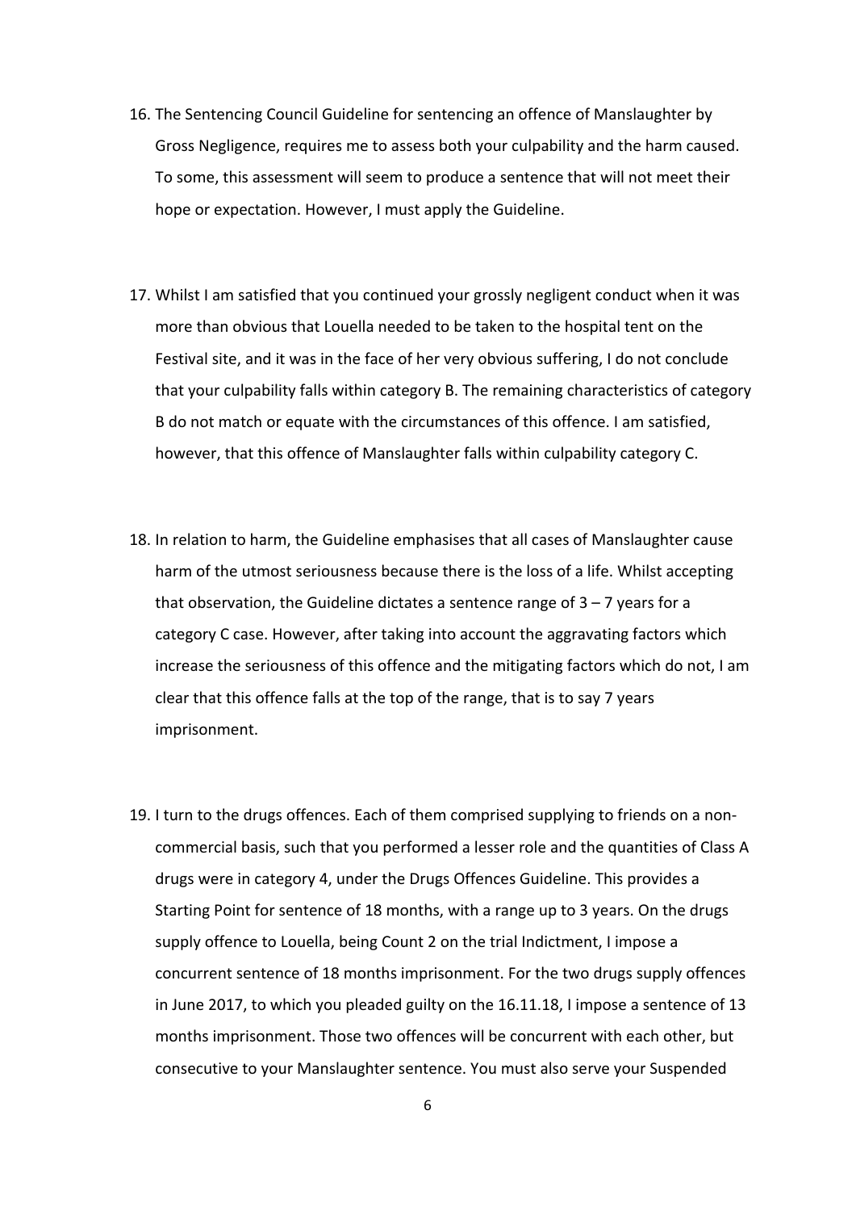16. The Sentencing Council Guideline for sentencing an offence of Manslaughter by Gross Negligence, requires me to assess both your culpability and the harm caused. To some, this assessment will seem to produce a sentence that will not meet their hope or expectation. However, I must apply the Guideline.

17. Whilst I am satisfied that you continued your grossly negligent conduct when it was more than obvious that Louella needed to be taken to the hospital tent on the Festival site, and it was in the face of her very obvious suffering, I do not conclude that your culpability falls within category B. The remaining characteristics of category B do not match or equate with the circumstances of this offence. I am satisfied, however, that this offence of Manslaughter falls within culpability category C.

18. In relation to harm, the Guideline emphasises that all cases of Manslaughter cause harm of the utmost seriousness because there is the loss of a life. Whilst accepting that observation, the Guideline dictates a sentence range of 3 – 7 years for a category C case. However, after taking into account the aggravating factors which increase the seriousness of this offence and the mitigating factors which do not, I am clear that this offence falls at the top of the range, that is to say 7 years imprisonment.

19. I turn to the drugs offences. Each of them comprised supplying to friends on a non-commercial basis, such that you performed a lesser role and the quantities of Class A drugs were in category 4, under the Drugs Offences Guideline. This provides a Starting Point for sentence of 18 months, with a range up to 3 years. On the drugs supply offence to Louella, being Count 2 on the trial Indictment, I impose a concurrent sentence of 18 months imprisonment. For the two drugs supply offences in June 2017, to which you pleaded guilty on the 16.11.18, I impose a sentence of 13 months imprisonment. Those two offences will be concurrent with each other, but consecutive to your Manslaughter sentence. You must also serve your Suspended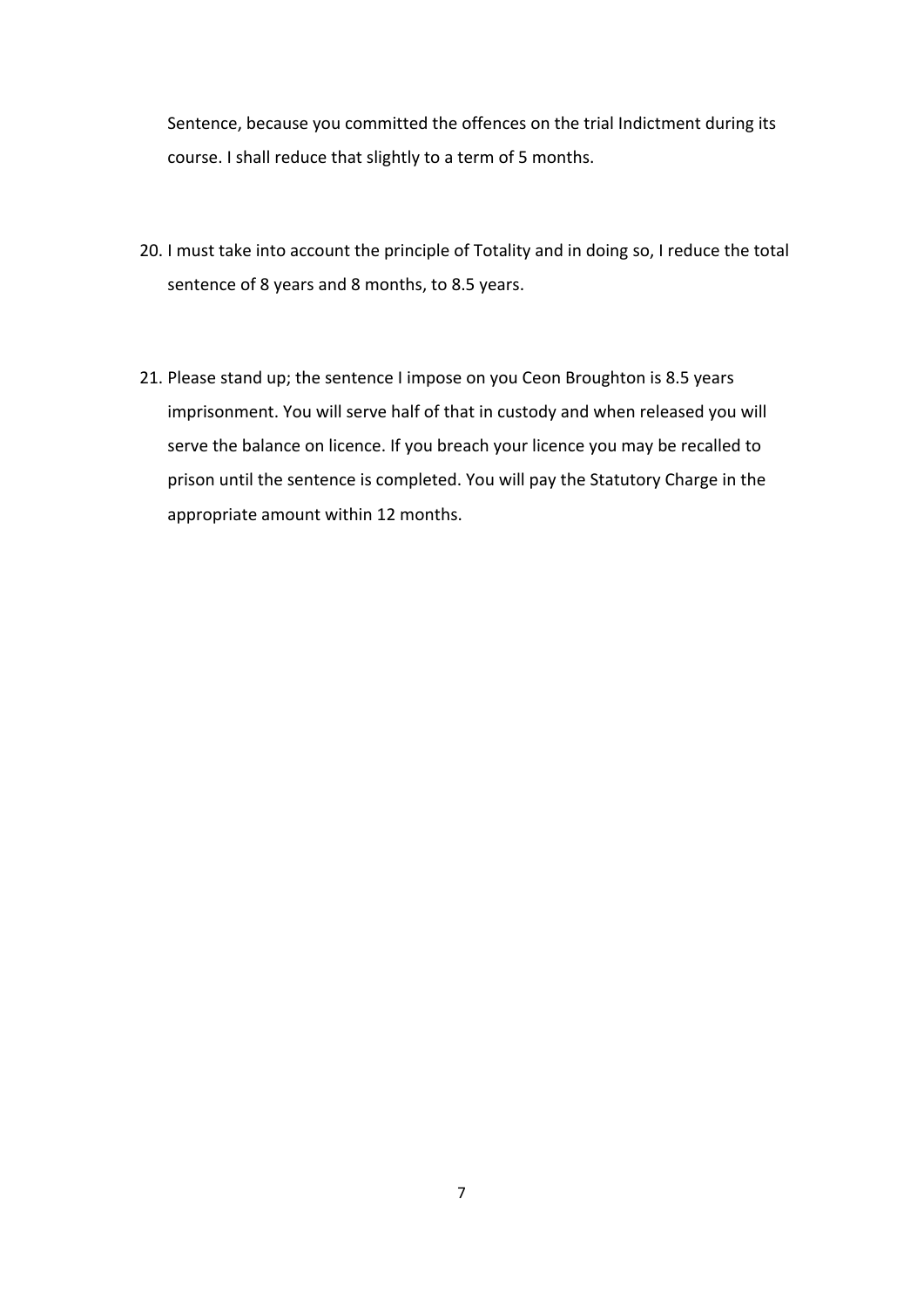Sentence, because you committed the offences on the trial Indictment during its course. I shall reduce that slightly to a term of 5 months.

20. I must take into account the principle of Totality and in doing so, I reduce the total sentence of 8 years and 8 months, to 8.5 years.

21. Please stand up; the sentence I impose on you Ceon Broughton is 8.5 years imprisonment. You will serve half of that in custody and when released you will serve the balance on licence. If you breach your licence you may be recalled to prison until the sentence is completed. You will pay the Statutory Charge in the appropriate amount within 12 months.